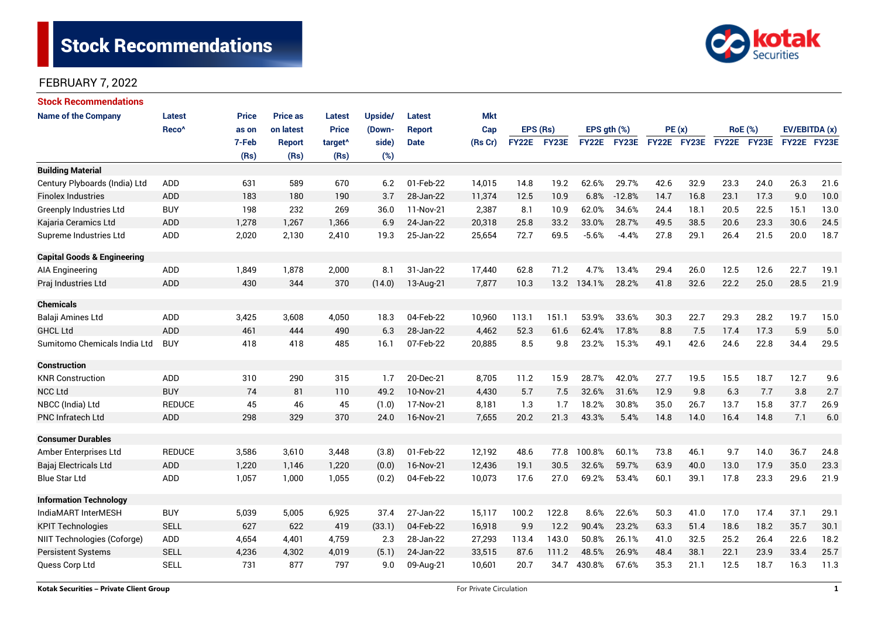# Stock Recommendations

FEBRUARY 7, 2022

## Stock Recommendations

| Name of the Company | Latest Reco^ | Price as on 7-Feb (Rs) | Price as on latest Report (Rs) | Latest Price target^ (Rs) | Upside/ (Down-side) (%) | Latest Report Date | Mkt Cap (Rs Cr) | EPS (Rs) | | EPS gth (%) | | PE (x) | | RoE (%) | | EV/EBITDA (x) | |
|---|---|---|---|---|---|---|---|---|---|---|---|---|---|---|---|---|---|
| | | | | | | | | FY22E | FY23E | FY22E | FY23E | FY22E | FY23E | FY22E | FY23E | FY22E | FY23E |
| **Building Material** | | | | | | | | | | | | | | | | | |
| Century Plyboards (India) Ltd | ADD | 631 | 589 | 670 | 6.2 | 01-Feb-22 | 14,015 | 14.8 | 19.2 | 62.6% | 29.7% | 42.6 | 32.9 | 23.3 | 24.0 | 26.3 | 21.6 |
| Finolex Industries | ADD | 183 | 180 | 190 | 3.7 | 28-Jan-22 | 11,374 | 12.5 | 10.9 | 6.8% | -12.8% | 14.7 | 16.8 | 23.1 | 17.3 | 9.0 | 10.0 |
| Greenply Industries Ltd | BUY | 198 | 232 | 269 | 36.0 | 11-Nov-21 | 2,387 | 8.1 | 10.9 | 62.0% | 34.6% | 24.4 | 18.1 | 20.5 | 22.5 | 15.1 | 13.0 |
| Kajaria Ceramics Ltd | ADD | 1,278 | 1,267 | 1,366 | 6.9 | 24-Jan-22 | 20,318 | 25.8 | 33.2 | 33.0% | 28.7% | 49.5 | 38.5 | 20.6 | 23.3 | 30.6 | 24.5 |
| Supreme Industries Ltd | ADD | 2,020 | 2,130 | 2,410 | 19.3 | 25-Jan-22 | 25,654 | 72.7 | 69.5 | -5.6% | -4.4% | 27.8 | 29.1 | 26.4 | 21.5 | 20.0 | 18.7 |
| **Capital Goods & Engineering** | | | | | | | | | | | | | | | | | |
| AIA Engineering | ADD | 1,849 | 1,878 | 2,000 | 8.1 | 31-Jan-22 | 17,440 | 62.8 | 71.2 | 4.7% | 13.4% | 29.4 | 26.0 | 12.5 | 12.6 | 22.7 | 19.1 |
| Praj Industries Ltd | ADD | 430 | 344 | 370 | (14.0) | 13-Aug-21 | 7,877 | 10.3 | 13.2 | 134.1% | 28.2% | 41.8 | 32.6 | 22.2 | 25.0 | 28.5 | 21.9 |
| **Chemicals** | | | | | | | | | | | | | | | | | |
| Balaji Amines Ltd | ADD | 3,425 | 3,608 | 4,050 | 18.3 | 04-Feb-22 | 10,960 | 113.1 | 151.1 | 53.9% | 33.6% | 30.3 | 22.7 | 29.3 | 28.2 | 19.7 | 15.0 |
| GHCL Ltd | ADD | 461 | 444 | 490 | 6.3 | 28-Jan-22 | 4,462 | 52.3 | 61.6 | 62.4% | 17.8% | 8.8 | 7.5 | 17.4 | 17.3 | 5.9 | 5.0 |
| Sumitomo Chemicals India Ltd | BUY | 418 | 418 | 485 | 16.1 | 07-Feb-22 | 20,885 | 8.5 | 9.8 | 23.2% | 15.3% | 49.1 | 42.6 | 24.6 | 22.8 | 34.4 | 29.5 |
| **Construction** | | | | | | | | | | | | | | | | | |
| KNR Construction | ADD | 310 | 290 | 315 | 1.7 | 20-Dec-21 | 8,705 | 11.2 | 15.9 | 28.7% | 42.0% | 27.7 | 19.5 | 15.5 | 18.7 | 12.7 | 9.6 |
| NCC Ltd | BUY | 74 | 81 | 110 | 49.2 | 10-Nov-21 | 4,430 | 5.7 | 7.5 | 32.6% | 31.6% | 12.9 | 9.8 | 6.3 | 7.7 | 3.8 | 2.7 |
| NBCC (India) Ltd | REDUCE | 45 | 46 | 45 | (1.0) | 17-Nov-21 | 8,181 | 1.3 | 1.7 | 18.2% | 30.8% | 35.0 | 26.7 | 13.7 | 15.8 | 37.7 | 26.9 |
| PNC Infratech Ltd | ADD | 298 | 329 | 370 | 24.0 | 16-Nov-21 | 7,655 | 20.2 | 21.3 | 43.3% | 5.4% | 14.8 | 14.0 | 16.4 | 14.8 | 7.1 | 6.0 |
| **Consumer Durables** | | | | | | | | | | | | | | | | | |
| Amber Enterprises Ltd | REDUCE | 3,586 | 3,610 | 3,448 | (3.8) | 01-Feb-22 | 12,192 | 48.6 | 77.8 | 100.8% | 60.1% | 73.8 | 46.1 | 9.7 | 14.0 | 36.7 | 24.8 |
| Bajaj Electricals Ltd | ADD | 1,220 | 1,146 | 1,220 | (0.0) | 16-Nov-21 | 12,436 | 19.1 | 30.5 | 32.6% | 59.7% | 63.9 | 40.0 | 13.0 | 17.9 | 35.0 | 23.3 |
| Blue Star Ltd | ADD | 1,057 | 1,000 | 1,055 | (0.2) | 04-Feb-22 | 10,073 | 17.6 | 27.0 | 69.2% | 53.4% | 60.1 | 39.1 | 17.8 | 23.3 | 29.6 | 21.9 |
| **Information Technology** | | | | | | | | | | | | | | | | | |
| IndiaMART InterMESH | BUY | 5,039 | 5,005 | 6,925 | 37.4 | 27-Jan-22 | 15,117 | 100.2 | 122.8 | 8.6% | 22.6% | 50.3 | 41.0 | 17.0 | 17.4 | 37.1 | 29.1 |
| KPIT Technologies | SELL | 627 | 622 | 419 | (33.1) | 04-Feb-22 | 16,918 | 9.9 | 12.2 | 90.4% | 23.2% | 63.3 | 51.4 | 18.6 | 18.2 | 35.7 | 30.1 |
| NIIT Technologies (Coforge) | ADD | 4,654 | 4,401 | 4,759 | 2.3 | 28-Jan-22 | 27,293 | 113.4 | 143.0 | 50.8% | 26.1% | 41.0 | 32.5 | 25.2 | 26.4 | 22.6 | 18.2 |
| Persistent Systems | SELL | 4,236 | 4,302 | 4,019 | (5.1) | 24-Jan-22 | 33,515 | 87.6 | 111.2 | 48.5% | 26.9% | 48.4 | 38.1 | 22.1 | 23.9 | 33.4 | 25.7 |
| Quess Corp Ltd | SELL | 731 | 877 | 797 | 9.0 | 09-Aug-21 | 10,601 | 20.7 | 34.7 | 430.8% | 67.6% | 35.3 | 21.1 | 12.5 | 18.7 | 16.3 | 11.3 |

Kotak Securities – Private Client Group

For Private Circulation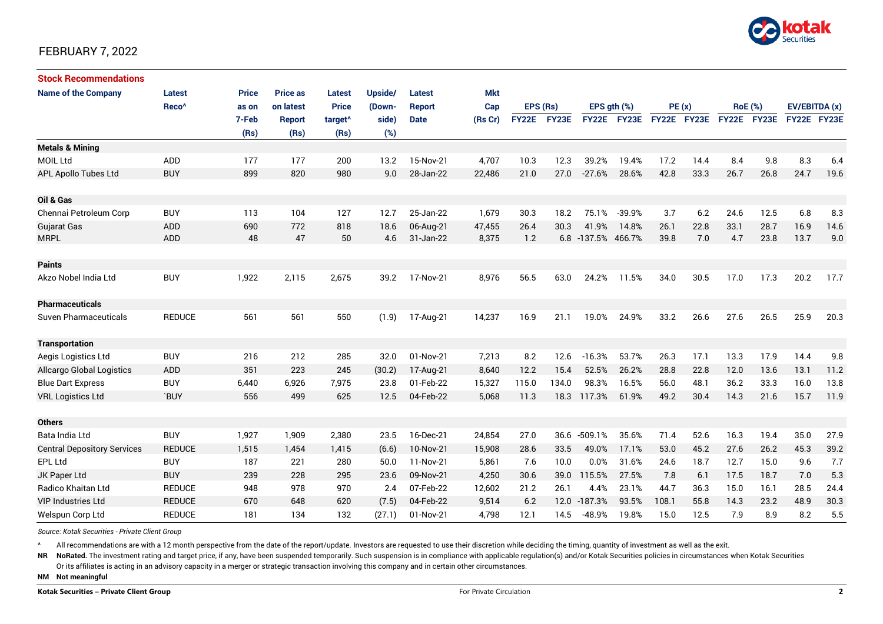FEBRUARY 7, 2022

## Stock Recommendations

| Name of the Company | Latest Reco^ | Price as on 7-Feb (Rs) | Price as on latest Report (Rs) | Latest Price target^ (Rs) | Upside/ (Down-side) (%) | Latest Report Date | Mkt Cap (Rs Cr) | EPS (Rs) | | EPS gth (%) | | PE (x) | | RoE (%) | | EV/EBITDA (x) | |
|---|---|---|---|---|---|---|---|---|---|---|---|---|---|---|---|---|---|
| | | | | | | | | FY22E | FY23E | FY22E | FY23E | FY22E | FY23E | FY22E | FY23E | FY22E | FY23E |
| **Metals & Mining** | | | | | | | | | | | | | | | | | |
| MOIL Ltd | ADD | 177 | 177 | 200 | 13.2 | 15-Nov-21 | 4,707 | 10.3 | 12.3 | 39.2% | 19.4% | 17.2 | 14.4 | 8.4 | 9.8 | 8.3 | 6.4 |
| APL Apollo Tubes Ltd | BUY | 899 | 820 | 980 | 9.0 | 28-Jan-22 | 22,486 | 21.0 | 27.0 | -27.6% | 28.6% | 42.8 | 33.3 | 26.7 | 26.8 | 24.7 | 19.6 |
| **Oil & Gas** | | | | | | | | | | | | | | | | | |
| Chennai Petroleum Corp | BUY | 113 | 104 | 127 | 12.7 | 25-Jan-22 | 1,679 | 30.3 | 18.2 | 75.1% | -39.9% | 3.7 | 6.2 | 24.6 | 12.5 | 6.8 | 8.3 |
| Gujarat Gas | ADD | 690 | 772 | 818 | 18.6 | 06-Aug-21 | 47,455 | 26.4 | 30.3 | 41.9% | 14.8% | 26.1 | 22.8 | 33.1 | 28.7 | 16.9 | 14.6 |
| MRPL | ADD | 48 | 47 | 50 | 4.6 | 31-Jan-22 | 8,375 | 1.2 | 6.8 | -137.5% | 466.7% | 39.8 | 7.0 | 4.7 | 23.8 | 13.7 | 9.0 |
| **Paints** | | | | | | | | | | | | | | | | | |
| Akzo Nobel India Ltd | BUY | 1,922 | 2,115 | 2,675 | 39.2 | 17-Nov-21 | 8,976 | 56.5 | 63.0 | 24.2% | 11.5% | 34.0 | 30.5 | 17.0 | 17.3 | 20.2 | 17.7 |
| **Pharmaceuticals** | | | | | | | | | | | | | | | | | |
| Suven Pharmaceuticals | REDUCE | 561 | 561 | 550 | (1.9) | 17-Aug-21 | 14,237 | 16.9 | 21.1 | 19.0% | 24.9% | 33.2 | 26.6 | 27.6 | 26.5 | 25.9 | 20.3 |
| **Transportation** | | | | | | | | | | | | | | | | | |
| Aegis Logistics Ltd | BUY | 216 | 212 | 285 | 32.0 | 01-Nov-21 | 7,213 | 8.2 | 12.6 | -16.3% | 53.7% | 26.3 | 17.1 | 13.3 | 17.9 | 14.4 | 9.8 |
| Allcargo Global Logistics | ADD | 351 | 223 | 245 | (30.2) | 17-Aug-21 | 8,640 | 12.2 | 15.4 | 52.5% | 26.2% | 28.8 | 22.8 | 12.0 | 13.6 | 13.1 | 11.2 |
| Blue Dart Express | BUY | 6,440 | 6,926 | 7,975 | 23.8 | 01-Feb-22 | 15,327 | 115.0 | 134.0 | 98.3% | 16.5% | 56.0 | 48.1 | 36.2 | 33.3 | 16.0 | 13.8 |
| VRL Logistics Ltd | `BUY | 556 | 499 | 625 | 12.5 | 04-Feb-22 | 5,068 | 11.3 | 18.3 | 117.3% | 61.9% | 49.2 | 30.4 | 14.3 | 21.6 | 15.7 | 11.9 |
| **Others** | | | | | | | | | | | | | | | | | |
| Bata India Ltd | BUY | 1,927 | 1,909 | 2,380 | 23.5 | 16-Dec-21 | 24,854 | 27.0 | 36.6 | -509.1% | 35.6% | 71.4 | 52.6 | 16.3 | 19.4 | 35.0 | 27.9 |
| Central Depository Services | REDUCE | 1,515 | 1,454 | 1,415 | (6.6) | 10-Nov-21 | 15,908 | 28.6 | 33.5 | 49.0% | 17.1% | 53.0 | 45.2 | 27.6 | 26.2 | 45.3 | 39.2 |
| EPL Ltd | BUY | 187 | 221 | 280 | 50.0 | 11-Nov-21 | 5,861 | 7.6 | 10.0 | 0.0% | 31.6% | 24.6 | 18.7 | 12.7 | 15.0 | 9.6 | 7.7 |
| JK Paper Ltd | BUY | 239 | 228 | 295 | 23.6 | 09-Nov-21 | 4,250 | 30.6 | 39.0 | 115.5% | 27.5% | 7.8 | 6.1 | 17.5 | 18.7 | 7.0 | 5.3 |
| Radico Khaitan Ltd | REDUCE | 948 | 978 | 970 | 2.4 | 07-Feb-22 | 12,602 | 21.2 | 26.1 | 4.4% | 23.1% | 44.7 | 36.3 | 15.0 | 16.1 | 28.5 | 24.4 |
| VIP Industries Ltd | REDUCE | 670 | 648 | 620 | (7.5) | 04-Feb-22 | 9,514 | 6.2 | 12.0 | -187.3% | 93.5% | 108.1 | 55.8 | 14.3 | 23.2 | 48.9 | 30.3 |
| Welspun Corp Ltd | REDUCE | 181 | 134 | 132 | (27.1) | 01-Nov-21 | 4,798 | 12.1 | 14.5 | -48.9% | 19.8% | 15.0 | 12.5 | 7.9 | 8.9 | 8.2 | 5.5 |

*Source: Kotak Securities - Private Client Group*

^ All recommendations are with a 12 month perspective from the date of the report/update. Investors are requested to use their discretion while deciding the timing, quantity of investment as well as the exit.

**NR** **NoRated.** The investment rating and target price, if any, have been suspended temporarily. Such suspension is in compliance with applicable regulation(s) and/or Kotak Securities policies in circumstances when Kotak Securities Or its affiliates is acting in an advisory capacity in a merger or strategic transaction involving this company and in certain other circumstances.

**NM** **Not meaningful**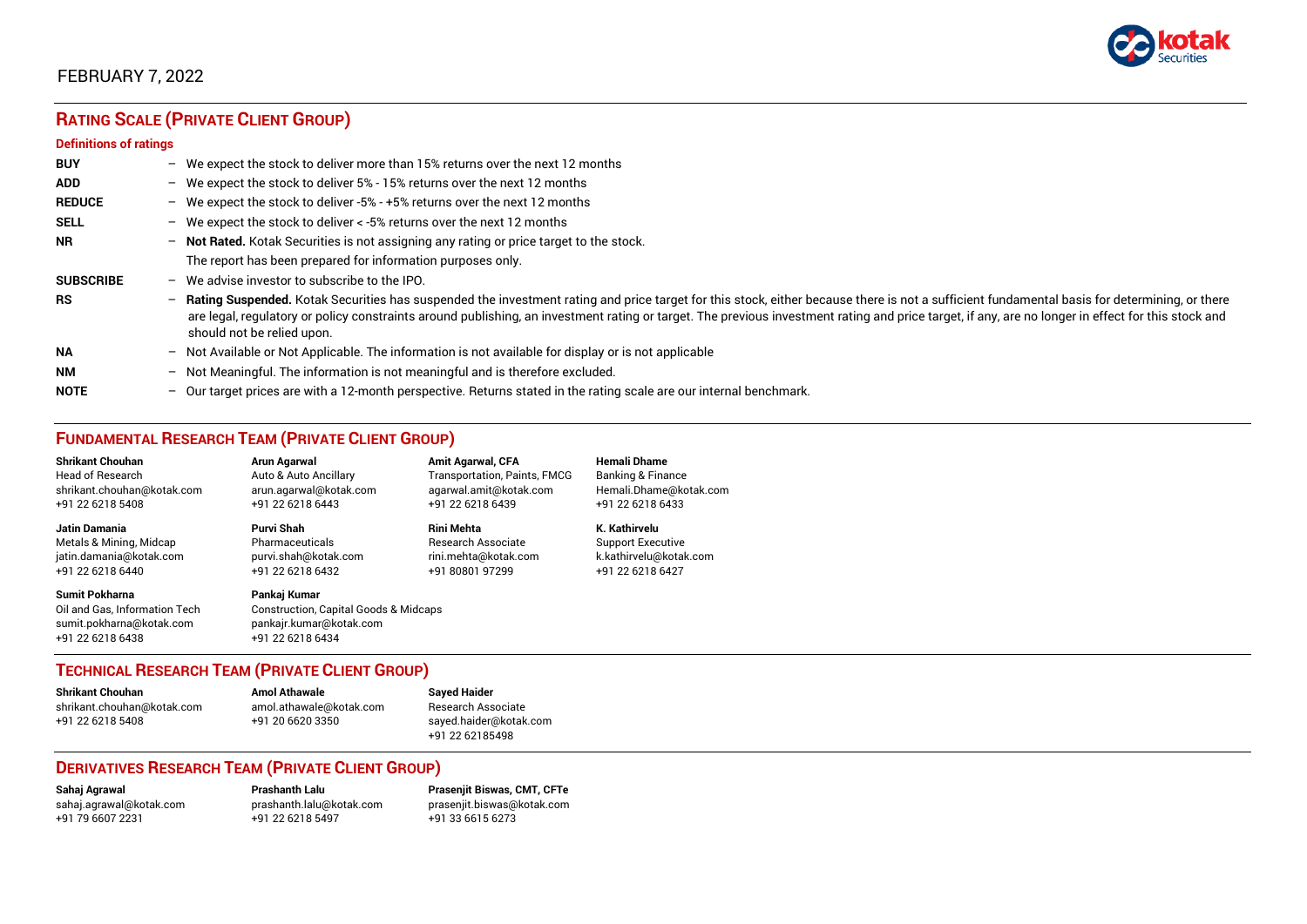FEBRUARY 7, 2022

## RATING SCALE (PRIVATE CLIENT GROUP)

### Definitions of ratings

**BUY** – We expect the stock to deliver more than 15% returns over the next 12 months

**ADD** – We expect the stock to deliver 5% - 15% returns over the next 12 months

**REDUCE** – We expect the stock to deliver -5% - +5% returns over the next 12 months

**SELL** – We expect the stock to deliver < -5% returns over the next 12 months

**NR** – **Not Rated.** Kotak Securities is not assigning any rating or price target to the stock. The report has been prepared for information purposes only.

**SUBSCRIBE** – We advise investor to subscribe to the IPO.

**RS** – **Rating Suspended.** Kotak Securities has suspended the investment rating and price target for this stock, either because there is not a sufficient fundamental basis for determining, or there are legal, regulatory or policy constraints around publishing, an investment rating or target. The previous investment rating and price target, if any, are no longer in effect for this stock and should not be relied upon.

**NA** – Not Available or Not Applicable. The information is not available for display or is not applicable

**NM** – Not Meaningful. The information is not meaningful and is therefore excluded.

**NOTE** – Our target prices are with a 12-month perspective. Returns stated in the rating scale are our internal benchmark.

## FUNDAMENTAL RESEARCH TEAM (PRIVATE CLIENT GROUP)

**Shrikant Chouhan**
Head of Research
shrikant.chouhan@kotak.com
+91 22 6218 5408

**Arun Agarwal**
Auto & Auto Ancillary
arun.agarwal@kotak.com
+91 22 6218 6443

**Amit Agarwal, CFA**
Transportation, Paints, FMCG
agarwal.amit@kotak.com
+91 22 6218 6439

**Hemali Dhame**
Banking & Finance
Hemali.Dhame@kotak.com
+91 22 6218 6433

**Jatin Damania**
Metals & Mining, Midcap
jatin.damania@kotak.com
+91 22 6218 6440

**Purvi Shah**
Pharmaceuticals
purvi.shah@kotak.com
+91 22 6218 6432

**Rini Mehta**
Research Associate
rini.mehta@kotak.com
+91 80801 97299

**K. Kathirvelu**
Support Executive
k.kathirvelu@kotak.com
+91 22 6218 6427

**Sumit Pokharna**
Oil and Gas, Information Tech
sumit.pokharna@kotak.com
+91 22 6218 6438

**Pankaj Kumar**
Construction, Capital Goods & Midcaps
pankajr.kumar@kotak.com
+91 22 6218 6434

## TECHNICAL RESEARCH TEAM (PRIVATE CLIENT GROUP)

**Shrikant Chouhan**
shrikant.chouhan@kotak.com
+91 22 6218 5408

**Amol Athawale**
amol.athawale@kotak.com
+91 20 6620 3350

**Sayed Haider**
Research Associate
sayed.haider@kotak.com
+91 22 62185498

## DERIVATIVES RESEARCH TEAM (PRIVATE CLIENT GROUP)

**Sahaj Agrawal**
sahaj.agrawal@kotak.com
+91 79 6607 2231

**Prashanth Lalu**
prashanth.lalu@kotak.com
+91 22 6218 5497

**Prasenjit Biswas, CMT, CFTe**
prasenjit.biswas@kotak.com
+91 33 6615 6273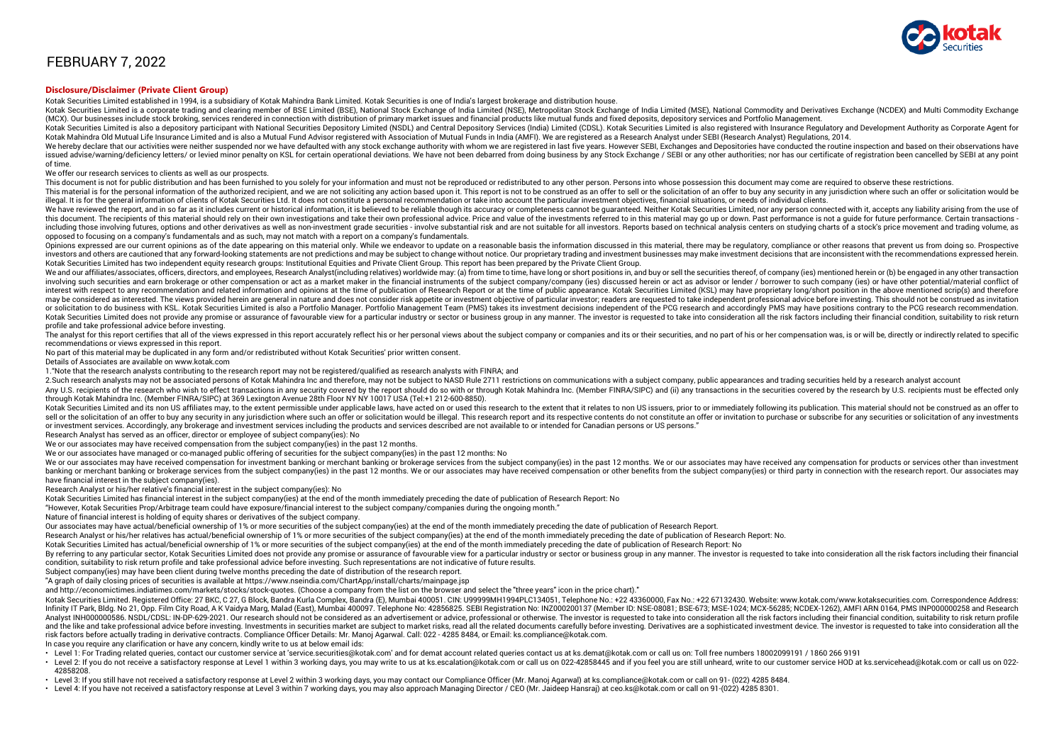# FEBRUARY 7, 2022

### Disclosure/Disclaimer (Private Client Group)

Kotak Securities Limited established in 1994, is a subsidiary of Kotak Mahindra Bank Limited. Kotak Securities is one of India's largest brokerage and distribution house.

Kotak Securities Limited is a corporate trading and clearing member of BSE Limited (BSE), National Stock Exchange of India Limited (NSE), Metropolitan Stock Exchange of India Limited (MSE), National Commodity and Derivatives Exchange (NCDEX) and Multi Commodity Exchange (MCX). Our businesses include stock broking, services rendered in connection with distribution of primary market issues and financial products like mutual funds and fixed deposits, depository services and Portfolio Management.

Kotak Securities Limited is also a depository participant with National Securities Depository Limited (NSDL) and Central Depository Services (India) Limited (CDSL). Kotak Securities Limited is also registered with Insurance Regulatory and Development Authority as Corporate Agent for Kotak Mahindra Old Mutual Life Insurance Limited and is also a Mutual Fund Advisor registered with Association of Mutual Funds in India (AMFI). We are registered as a Research Analyst under SEBI (Research Analyst) Regulations, 2014.

We hereby declare that our activities were neither suspended nor we have defaulted with any stock exchange authority with whom we are registered in last five years. However SEBI, Exchanges and Depositories have conducted the routine inspection and based on their observations have issued advise/warning/deficiency letters/ or levied minor penalty on KSL for certain operational deviations. We have not been debarred from doing business by any Stock Exchange / SEBI or any other authorities; nor has our certificate of registration been cancelled by SEBI at any point of time.

We offer our research services to clients as well as our prospects.

This document is not for public distribution and has been furnished to you solely for your information and must not be reproduced or redistributed to any other person. Persons into whose possession this document may come are required to observe these restrictions.

This material is for the personal information of the authorized recipient, and we are not soliciting any action based upon it. This report is not to be construed as an offer to sell or the solicitation of an offer to buy any security in any jurisdiction where such an offer or solicitation would be illegal. It is for the general information of clients of Kotak Securities Ltd. It does not constitute a personal recommendation or take into account the particular investment objectives, financial situations, or needs of individual clients.

We have reviewed the report, and in so far as it includes current or historical information, it is believed to be reliable though its accuracy or completeness cannot be guaranteed. Neither Kotak Securities Limited, nor any person connected with it, accepts any liability arising from the use of this document. The recipients of this material should rely on their own investigations and take their own professional advice. Price and value of the investments referred to in this material may go up or down. Past performance is not a guide for future performance. Certain transactions - including those involving futures, options and other derivatives as well as non-investment grade securities - involve substantial risk and are not suitable for all investors. Reports based on technical analysis centers on studying charts of a stock's price movement and trading volume, as opposed to focusing on a company's fundamentals and as such, may not match with a report on a company's fundamentals.

Opinions expressed are our current opinions as of the date appearing on this material only. While we endeavor to update on a reasonable basis the information discussed in this material, there may be regulatory, compliance or other reasons that prevent us from doing so. Prospective investors and others are cautioned that any forward-looking statements are not predictions and may be subject to change without notice. Our proprietary trading and investment businesses may make investment decisions that are inconsistent with the recommendations expressed herein. Kotak Securities Limited has two independent equity research groups: Institutional Equities and Private Client Group. This report has been prepared by the Private Client Group.

We and our affiliates/associates, officers, directors, and employees, Research Analyst(including relatives) worldwide may: (a) from time to time, have long or short positions in, and buy or sell the securities thereof, of company (ies) mentioned herein or (b) be engaged in any other transaction involving such securities and earn brokerage or other compensation or act as a market maker in the financial instruments of the subject company/company (ies) discussed herein or act as advisor or lender / borrower to such company (ies) or have other potential/material conflict of interest with respect to any recommendation and related information and opinions at the time of publication of Research Report or at the time of public appearance. Kotak Securities Limited (KSL) may have proprietary long/short position in the above mentioned scrip(s) and therefore may be considered as interested. The views provided herein are general in nature and does not consider risk appetite or investment objective of particular investor; readers are requested to take independent professional advice before investing. This should not be construed as invitation or solicitation to do business with KSL. Kotak Securities Limited is also a Portfolio Manager. Portfolio Management Team (PMS) takes its investment decisions independent of the PCG research and accordingly PMS may have positions contrary to the PCG research recommendation. Kotak Securities Limited does not provide any promise or assurance of favourable view for a particular industry or sector or business group in any manner. The investor is requested to take into consideration all the risk factors including their financial condition, suitability to risk return profile and take professional advice before investing.

The analyst for this report certifies that all of the views expressed in this report accurately reflect his or her personal views about the subject company or companies and its or their securities, and no part of his or her compensation was, is or will be, directly or indirectly related to specific recommendations or views expressed in this report.

No part of this material may be duplicated in any form and/or redistributed without Kotak Securities' prior written consent.

Details of Associates are available on www.kotak.com

1."Note that the research analysts contributing to the research report may not be registered/qualified as research analysts with FINRA; and

2.Such research analysts may not be associated persons of Kotak Mahindra Inc and therefore, may not be subject to NASD Rule 2711 restrictions on communications with a subject company, public appearances and trading securities held by a research analyst account

Any U.S. recipients of the research who wish to effect transactions in any security covered by the report should do so with or through Kotak Mahindra Inc. (Member FINRA/SIPC) and (ii) any transactions in the securities covered by the research by U.S. recipients must be effected only through Kotak Mahindra Inc. (Member FINRA/SIPC) at 369 Lexington Avenue 28th Floor NY NY 10017 USA (Tel:+1 212-600-8850).

Kotak Securities Limited and its non US affiliates may, to the extent permissible under applicable laws, have acted on or used this research to the extent that it relates to non US issuers, prior to or immediately following its publication. This material should not be construed as an offer to sell or the solicitation of an offer to buy any security in any jurisdiction where such an offer or solicitation would be illegal. This research report and its respective contents do not constitute an offer or invitation to purchase or subscribe for any securities or solicitation of any investments or investment services. Accordingly, any brokerage and investment services including the products and services described are not available to or intended for Canadian persons or US persons."

Research Analyst has served as an officer, director or employee of subject company(ies): No

We or our associates may have received compensation from the subject company(ies) in the past 12 months.

We or our associates have managed or co-managed public offering of securities for the subject company(ies) in the past 12 months: No

We or our associates may have received compensation for investment banking or merchant banking or brokerage services from the subject company(ies) in the past 12 months. We or our associates may have received any compensation for products or services other than investment banking or merchant banking or brokerage services from the subject company(ies) in the past 12 months. We or our associates may have received compensation or other benefits from the subject company(ies) or third party in connection with the research report. Our associates may have financial interest in the subject company(ies).

Research Analyst or his/her relative's financial interest in the subject company(ies): No

Kotak Securities Limited has financial interest in the subject company(ies) at the end of the month immediately preceding the date of publication of Research Report: No

"However, Kotak Securities Prop/Arbitrage team could have exposure/financial interest to the subject company/companies during the ongoing month."

Nature of financial interest is holding of equity shares or derivatives of the subject company.

Our associates may have actual/beneficial ownership of 1% or more securities of the subject company(ies) at the end of the month immediately preceding the date of publication of Research Report.

Research Analyst or his/her relatives has actual/beneficial ownership of 1% or more securities of the subject company(ies) at the end of the month immediately preceding the date of publication of Research Report: No.

Kotak Securities Limited has actual/beneficial ownership of 1% or more securities of the subject company(ies) at the end of the month immediately preceding the date of publication of Research Report: No

By referring to any particular sector, Kotak Securities Limited does not provide any promise or assurance of favourable view for a particular industry or sector or business group in any manner. The investor is requested to take into consideration all the risk factors including their financial condition, suitability to risk return profile and take professional advice before investing. Such representations are not indicative of future results.

Subject company(ies) may have been client during twelve months preceding the date of distribution of the research report.

"A graph of daily closing prices of securities is available at https://www.nseindia.com/ChartApp/install/charts/mainpage.jsp

and http://economictimes.indiatimes.com/markets/stocks/stock-quotes. (Choose a company from the list on the browser and select the "three years" icon in the price chart)."

Kotak Securities Limited. Registered Office: 27 BKC, C 27, G Block, Bandra Kurla Complex, Bandra (E), Mumbai 400051. CIN: U99999MH1994PLC134051, Telephone No.: +22 43360000, Fax No.: +22 67132430. Website: www.kotak.com/www.kotaksecurities.com. Correspondence Address: Infinity IT Park, Bldg. No 21, Opp. Film City Road, A K Vaidya Marg, Malad (East), Mumbai 400097. Telephone No: 42856825. SEBI Registration No: INZ000200137 (Member ID: NSE-08081; BSE-673; MSE-1024; MCX-56285; NCDEX-1262), AMFI ARN 0164, PMS INP000000258 and Research Analyst INH000000586. NSDL/CDSL: IN-DP-629-2021. Our research should not be considered as an advertisement or advice, professional or otherwise. The investor is requested to take into consideration all the risk factors including their financial condition, suitability to risk return profile and the like and take professional advice before investing. Investments in securities market are subject to market risks, read all the related documents carefully before investing. Derivatives are a sophisticated investment device. The investor is requested to take into consideration all the risk factors before actually trading in derivative contracts. Compliance Officer Details: Mr. Manoj Agarwal. Call: 022 - 4285 8484, or Email: ks.compliance@kotak.com.

In case you require any clarification or have any concern, kindly write to us at below email ids:

- Level 1: For Trading related queries, contact our customer service at 'service.securities@kotak.com' and for demat account related queries contact us at ks.demat@kotak.com or call us on: Toll free numbers 18002099191 / 1860 266 9191
- Level 2: If you do not receive a satisfactory response at Level 1 within 3 working days, you may write to us at ks.escalation@kotak.com or call us on 022-42858445 and if you feel you are still unheard, write to our customer service HOD at ks.servicehead@kotak.com or call us on 022-42858208.
- Level 3: If you still have not received a satisfactory response at Level 2 within 3 working days, you may contact our Compliance Officer (Mr. Manoj Agarwal) at ks.compliance@kotak.com or call on 91- (022) 4285 8484.
- Level 4: If you have not received a satisfactory response at Level 3 within 7 working days, you may also approach Managing Director / CEO (Mr. Jaideep Hansraj) at ceo.ks@kotak.com or call on 91-(022) 4285 8301.